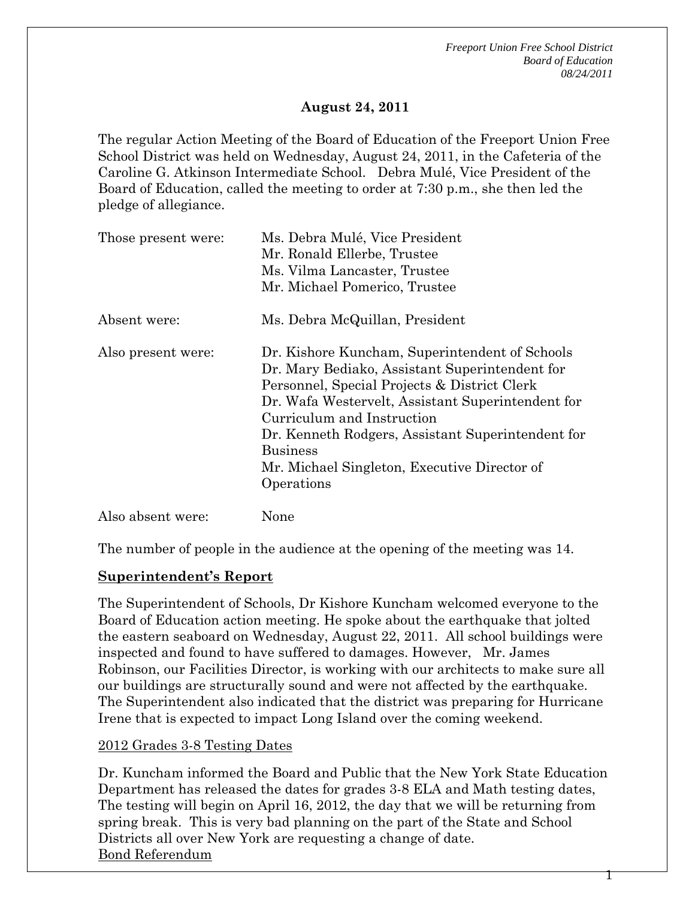**August 24, 2011**

The regular Action Meeting of the Board of Education of the Freeport Union Free School District was held on Wednesday, August 24, 2011, in the Cafeteria of the Caroline G. Atkinson Intermediate School. Debra Mulé, Vice President of the Board of Education, called the meeting to order at 7:30 p.m., she then led the pledge of allegiance.

| | |
|---|---|
| Those present were: | Ms. Debra Mulé, Vice President<br>Mr. Ronald Ellerbe, Trustee<br>Ms. Vilma Lancaster, Trustee<br>Mr. Michael Pomerico, Trustee |
| Absent were: | Ms. Debra McQuillan, President |
| Also present were: | Dr. Kishore Kuncham, Superintendent of Schools<br>Dr. Mary Bediako, Assistant Superintendent for Personnel, Special Projects & District Clerk<br>Dr. Wafa Westervelt, Assistant Superintendent for Curriculum and Instruction<br>Dr. Kenneth Rodgers, Assistant Superintendent for Business<br>Mr. Michael Singleton, Executive Director of Operations |
| Also absent were: | None |

The number of people in the audience at the opening of the meeting was 14.

**Superintendent's Report**

The Superintendent of Schools, Dr Kishore Kuncham welcomed everyone to the Board of Education action meeting. He spoke about the earthquake that jolted the eastern seaboard on Wednesday, August 22, 2011. All school buildings were inspected and found to have suffered to damages. However, Mr. James Robinson, our Facilities Director, is working with our architects to make sure all our buildings are structurally sound and were not affected by the earthquake. The Superintendent also indicated that the district was preparing for Hurricane Irene that is expected to impact Long Island over the coming weekend.

2012 Grades 3-8 Testing Dates

Dr. Kuncham informed the Board and Public that the New York State Education Department has released the dates for grades 3-8 ELA and Math testing dates, The testing will begin on April 16, 2012, the day that we will be returning from spring break. This is very bad planning on the part of the State and School Districts all over New York are requesting a change of date.

Bond Referendum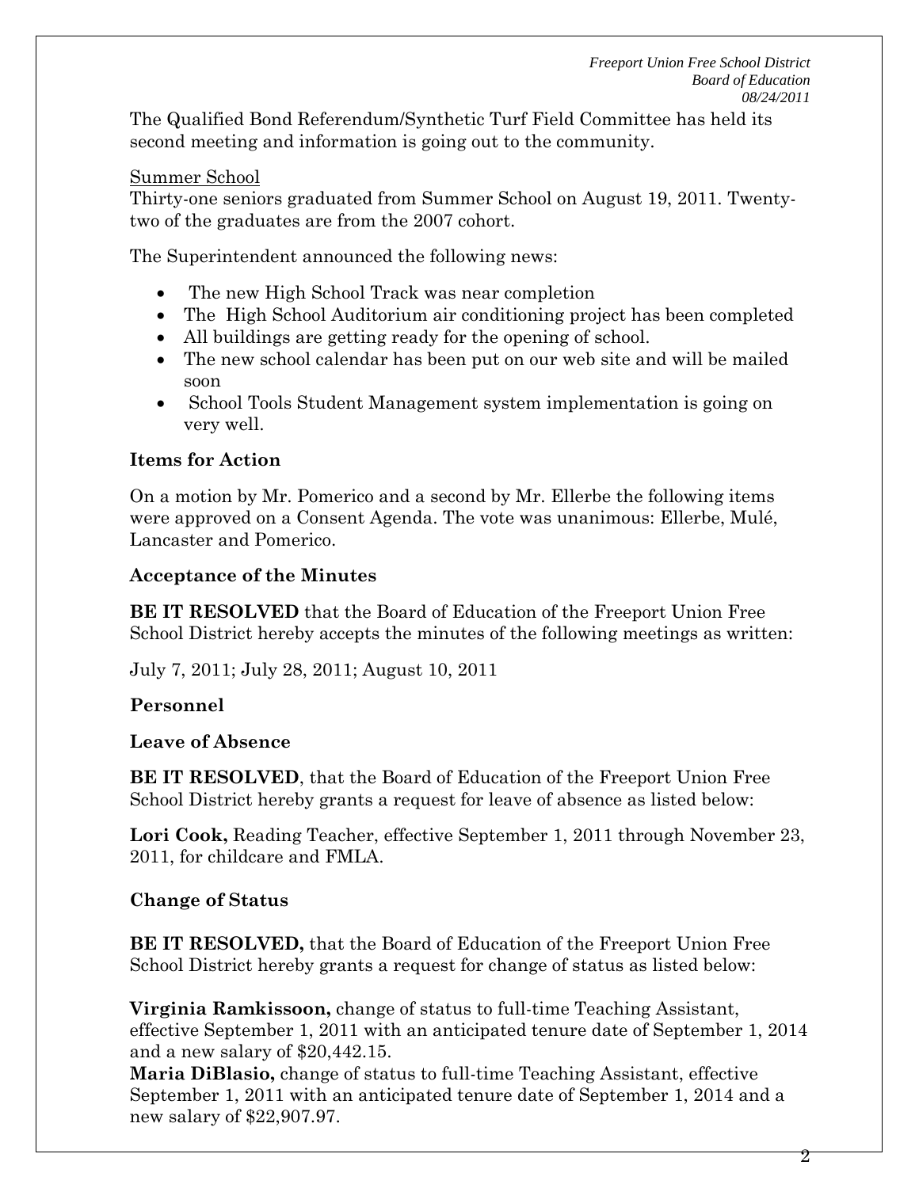The Qualified Bond Referendum/Synthetic Turf Field Committee has held its second meeting and information is going out to the community.

Summer School

Thirty-one seniors graduated from Summer School on August 19, 2011. Twenty-two of the graduates are from the 2007 cohort.

The Superintendent announced the following news:

- The new High School Track was near completion
- The High School Auditorium air conditioning project has been completed
- All buildings are getting ready for the opening of school.
- The new school calendar has been put on our web site and will be mailed soon
- School Tools Student Management system implementation is going on very well.

**Items for Action**

On a motion by Mr. Pomerico and a second by Mr. Ellerbe the following items were approved on a Consent Agenda. The vote was unanimous: Ellerbe, Mulé, Lancaster and Pomerico.

**Acceptance of the Minutes**

**BE IT RESOLVED** that the Board of Education of the Freeport Union Free School District hereby accepts the minutes of the following meetings as written:

July 7, 2011; July 28, 2011; August 10, 2011

**Personnel**

**Leave of Absence**

**BE IT RESOLVED**, that the Board of Education of the Freeport Union Free School District hereby grants a request for leave of absence as listed below:

**Lori Cook,** Reading Teacher, effective September 1, 2011 through November 23, 2011, for childcare and FMLA.

**Change of Status**

**BE IT RESOLVED,** that the Board of Education of the Freeport Union Free School District hereby grants a request for change of status as listed below:

**Virginia Ramkissoon,** change of status to full-time Teaching Assistant, effective September 1, 2011 with an anticipated tenure date of September 1, 2014 and a new salary of $20,442.15.

**Maria DiBlasio,** change of status to full-time Teaching Assistant, effective September 1, 2011 with an anticipated tenure date of September 1, 2014 and a new salary of $22,907.97.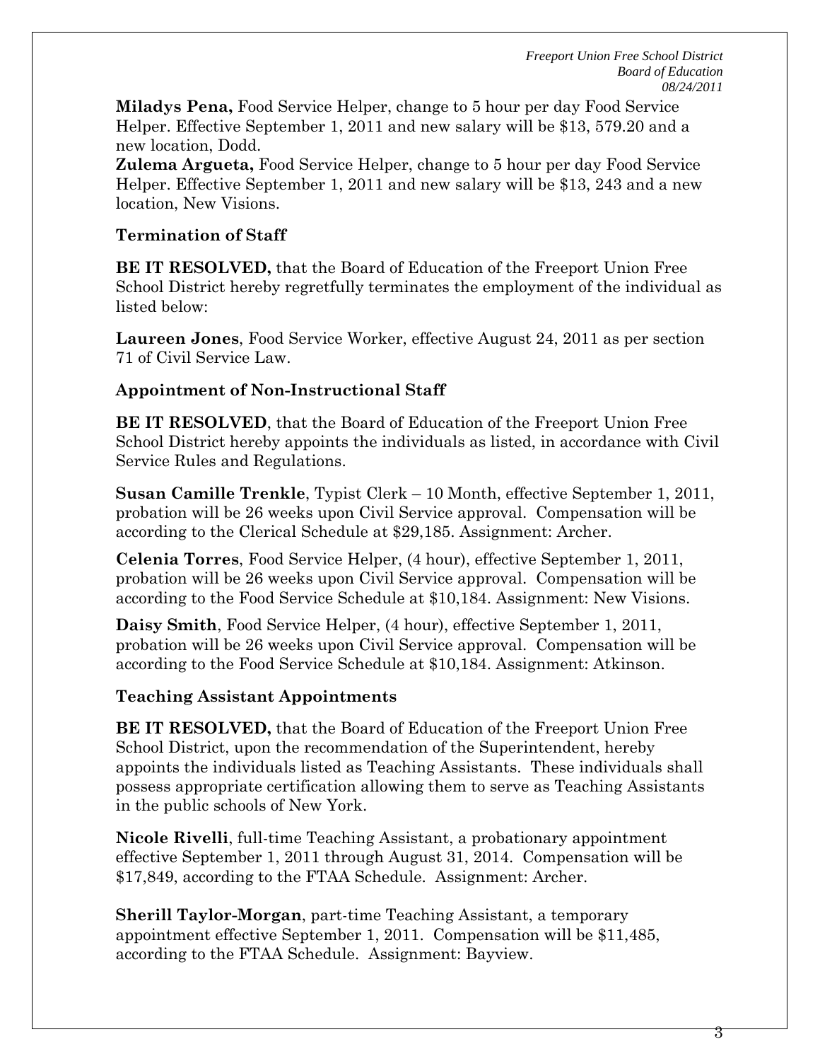**Miladys Pena,** Food Service Helper, change to 5 hour per day Food Service Helper. Effective September 1, 2011 and new salary will be $13, 579.20 and a new location, Dodd.

**Zulema Argueta,** Food Service Helper, change to 5 hour per day Food Service Helper. Effective September 1, 2011 and new salary will be $13, 243 and a new location, New Visions.

### Termination of Staff

**BE IT RESOLVED,** that the Board of Education of the Freeport Union Free School District hereby regretfully terminates the employment of the individual as listed below:

**Laureen Jones**, Food Service Worker, effective August 24, 2011 as per section 71 of Civil Service Law.

### Appointment of Non-Instructional Staff

**BE IT RESOLVED**, that the Board of Education of the Freeport Union Free School District hereby appoints the individuals as listed, in accordance with Civil Service Rules and Regulations.

**Susan Camille Trenkle**, Typist Clerk – 10 Month, effective September 1, 2011, probation will be 26 weeks upon Civil Service approval. Compensation will be according to the Clerical Schedule at $29,185. Assignment: Archer.

**Celenia Torres**, Food Service Helper, (4 hour), effective September 1, 2011, probation will be 26 weeks upon Civil Service approval. Compensation will be according to the Food Service Schedule at $10,184. Assignment: New Visions.

**Daisy Smith**, Food Service Helper, (4 hour), effective September 1, 2011, probation will be 26 weeks upon Civil Service approval. Compensation will be according to the Food Service Schedule at $10,184. Assignment: Atkinson.

### Teaching Assistant Appointments

**BE IT RESOLVED,** that the Board of Education of the Freeport Union Free School District, upon the recommendation of the Superintendent, hereby appoints the individuals listed as Teaching Assistants. These individuals shall possess appropriate certification allowing them to serve as Teaching Assistants in the public schools of New York.

**Nicole Rivelli**, full-time Teaching Assistant, a probationary appointment effective September 1, 2011 through August 31, 2014. Compensation will be $17,849, according to the FTAA Schedule. Assignment: Archer.

**Sherill Taylor-Morgan**, part-time Teaching Assistant, a temporary appointment effective September 1, 2011. Compensation will be $11,485, according to the FTAA Schedule. Assignment: Bayview.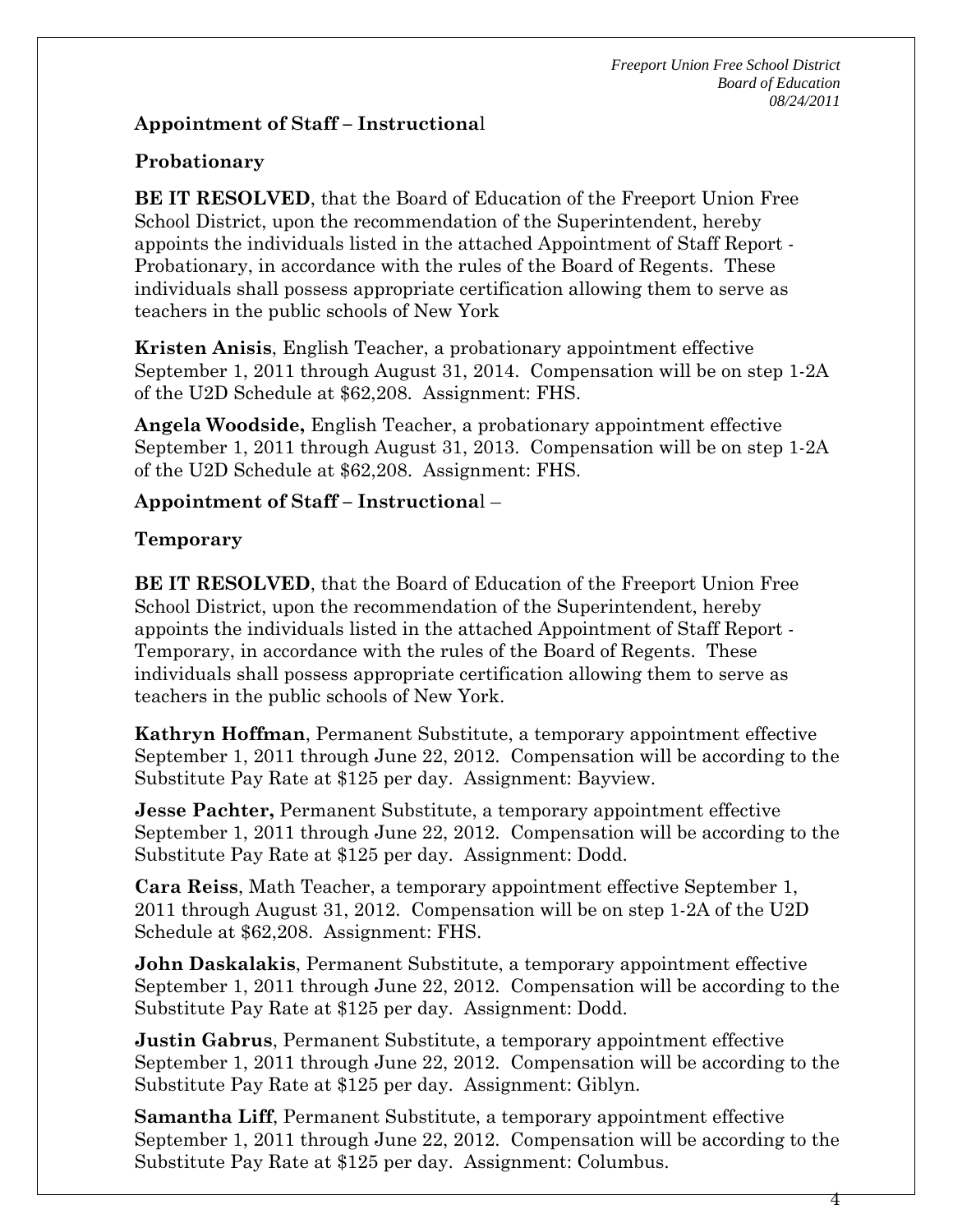## Appointment of Staff – Instructional

### Probationary

**BE IT RESOLVED**, that the Board of Education of the Freeport Union Free School District, upon the recommendation of the Superintendent, hereby appoints the individuals listed in the attached Appointment of Staff Report - Probationary, in accordance with the rules of the Board of Regents. These individuals shall possess appropriate certification allowing them to serve as teachers in the public schools of New York

**Kristen Anisis**, English Teacher, a probationary appointment effective September 1, 2011 through August 31, 2014. Compensation will be on step 1-2A of the U2D Schedule at $62,208. Assignment: FHS.

**Angela Woodside,** English Teacher, a probationary appointment effective September 1, 2011 through August 31, 2013. Compensation will be on step 1-2A of the U2D Schedule at $62,208. Assignment: FHS.

## Appointment of Staff – Instructional –

### Temporary

**BE IT RESOLVED**, that the Board of Education of the Freeport Union Free School District, upon the recommendation of the Superintendent, hereby appoints the individuals listed in the attached Appointment of Staff Report - Temporary, in accordance with the rules of the Board of Regents. These individuals shall possess appropriate certification allowing them to serve as teachers in the public schools of New York.

**Kathryn Hoffman**, Permanent Substitute, a temporary appointment effective September 1, 2011 through June 22, 2012. Compensation will be according to the Substitute Pay Rate at $125 per day. Assignment: Bayview.

**Jesse Pachter,** Permanent Substitute, a temporary appointment effective September 1, 2011 through June 22, 2012. Compensation will be according to the Substitute Pay Rate at $125 per day. Assignment: Dodd.

**Cara Reiss**, Math Teacher, a temporary appointment effective September 1, 2011 through August 31, 2012. Compensation will be on step 1-2A of the U2D Schedule at $62,208. Assignment: FHS.

**John Daskalakis**, Permanent Substitute, a temporary appointment effective September 1, 2011 through June 22, 2012. Compensation will be according to the Substitute Pay Rate at $125 per day. Assignment: Dodd.

**Justin Gabrus**, Permanent Substitute, a temporary appointment effective September 1, 2011 through June 22, 2012. Compensation will be according to the Substitute Pay Rate at $125 per day. Assignment: Giblyn.

**Samantha Liff**, Permanent Substitute, a temporary appointment effective September 1, 2011 through June 22, 2012. Compensation will be according to the Substitute Pay Rate at $125 per day. Assignment: Columbus.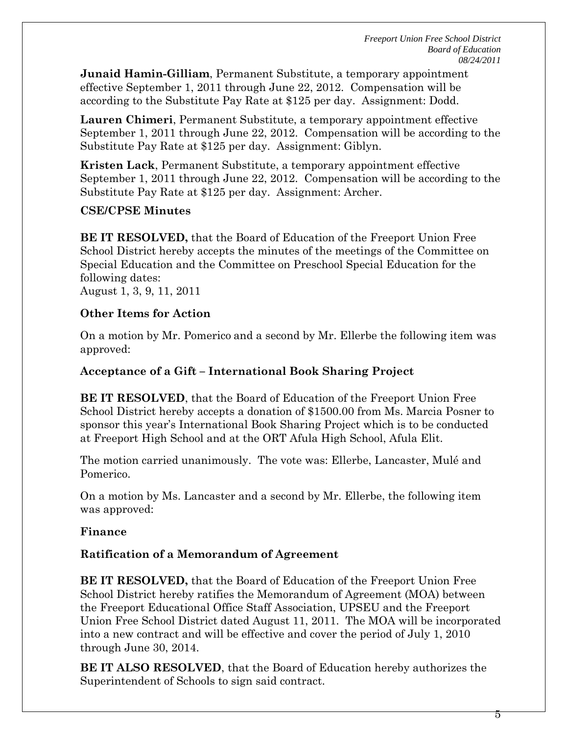**Junaid Hamin-Gilliam**, Permanent Substitute, a temporary appointment effective September 1, 2011 through June 22, 2012. Compensation will be according to the Substitute Pay Rate at $125 per day. Assignment: Dodd.

**Lauren Chimeri**, Permanent Substitute, a temporary appointment effective September 1, 2011 through June 22, 2012. Compensation will be according to the Substitute Pay Rate at $125 per day. Assignment: Giblyn.

**Kristen Lack**, Permanent Substitute, a temporary appointment effective September 1, 2011 through June 22, 2012. Compensation will be according to the Substitute Pay Rate at $125 per day. Assignment: Archer.

**CSE/CPSE Minutes**

**BE IT RESOLVED,** that the Board of Education of the Freeport Union Free School District hereby accepts the minutes of the meetings of the Committee on Special Education and the Committee on Preschool Special Education for the following dates:
August 1, 3, 9, 11, 2011

**Other Items for Action**

On a motion by Mr. Pomerico and a second by Mr. Ellerbe the following item was approved:

**Acceptance of a Gift – International Book Sharing Project**

**BE IT RESOLVED**, that the Board of Education of the Freeport Union Free School District hereby accepts a donation of $1500.00 from Ms. Marcia Posner to sponsor this year's International Book Sharing Project which is to be conducted at Freeport High School and at the ORT Afula High School, Afula Elit.

The motion carried unanimously. The vote was: Ellerbe, Lancaster, Mulé and Pomerico.

On a motion by Ms. Lancaster and a second by Mr. Ellerbe, the following item was approved:

**Finance**

**Ratification of a Memorandum of Agreement**

**BE IT RESOLVED,** that the Board of Education of the Freeport Union Free School District hereby ratifies the Memorandum of Agreement (MOA) between the Freeport Educational Office Staff Association, UPSEU and the Freeport Union Free School District dated August 11, 2011. The MOA will be incorporated into a new contract and will be effective and cover the period of July 1, 2010 through June 30, 2014.

**BE IT ALSO RESOLVED**, that the Board of Education hereby authorizes the Superintendent of Schools to sign said contract.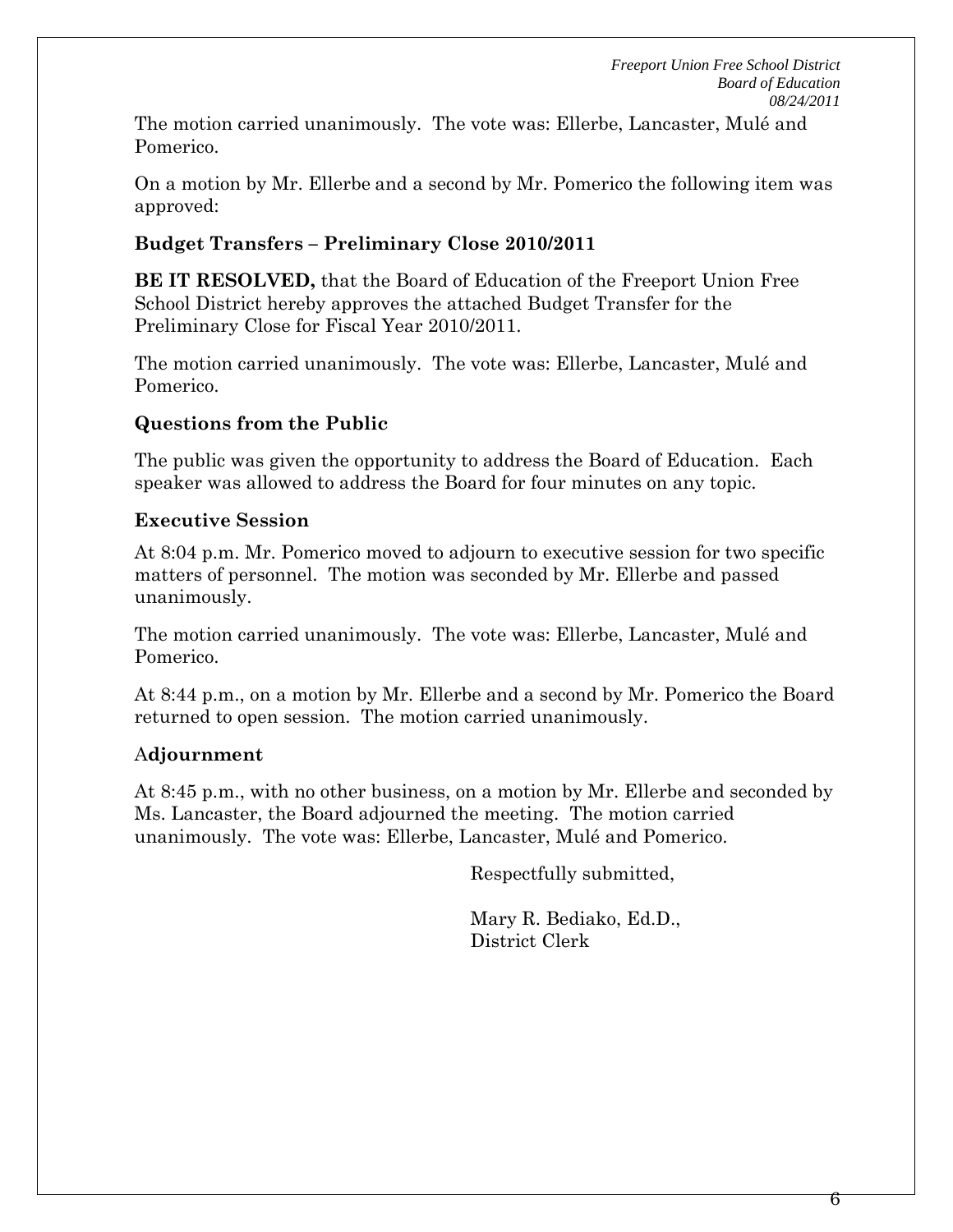The motion carried unanimously. The vote was: Ellerbe, Lancaster, Mulé and Pomerico.

On a motion by Mr. Ellerbe and a second by Mr. Pomerico the following item was approved:

**Budget Transfers – Preliminary Close 2010/2011**

**BE IT RESOLVED,** that the Board of Education of the Freeport Union Free School District hereby approves the attached Budget Transfer for the Preliminary Close for Fiscal Year 2010/2011.

The motion carried unanimously. The vote was: Ellerbe, Lancaster, Mulé and Pomerico.

**Questions from the Public**

The public was given the opportunity to address the Board of Education. Each speaker was allowed to address the Board for four minutes on any topic.

**Executive Session**

At 8:04 p.m. Mr. Pomerico moved to adjourn to executive session for two specific matters of personnel. The motion was seconded by Mr. Ellerbe and passed unanimously.

The motion carried unanimously. The vote was: Ellerbe, Lancaster, Mulé and Pomerico.

At 8:44 p.m., on a motion by Mr. Ellerbe and a second by Mr. Pomerico the Board returned to open session. The motion carried unanimously.

**Adjournment**

At 8:45 p.m., with no other business, on a motion by Mr. Ellerbe and seconded by Ms. Lancaster, the Board adjourned the meeting. The motion carried unanimously. The vote was: Ellerbe, Lancaster, Mulé and Pomerico.

Respectfully submitted,

Mary R. Bediako, Ed.D.,
District Clerk